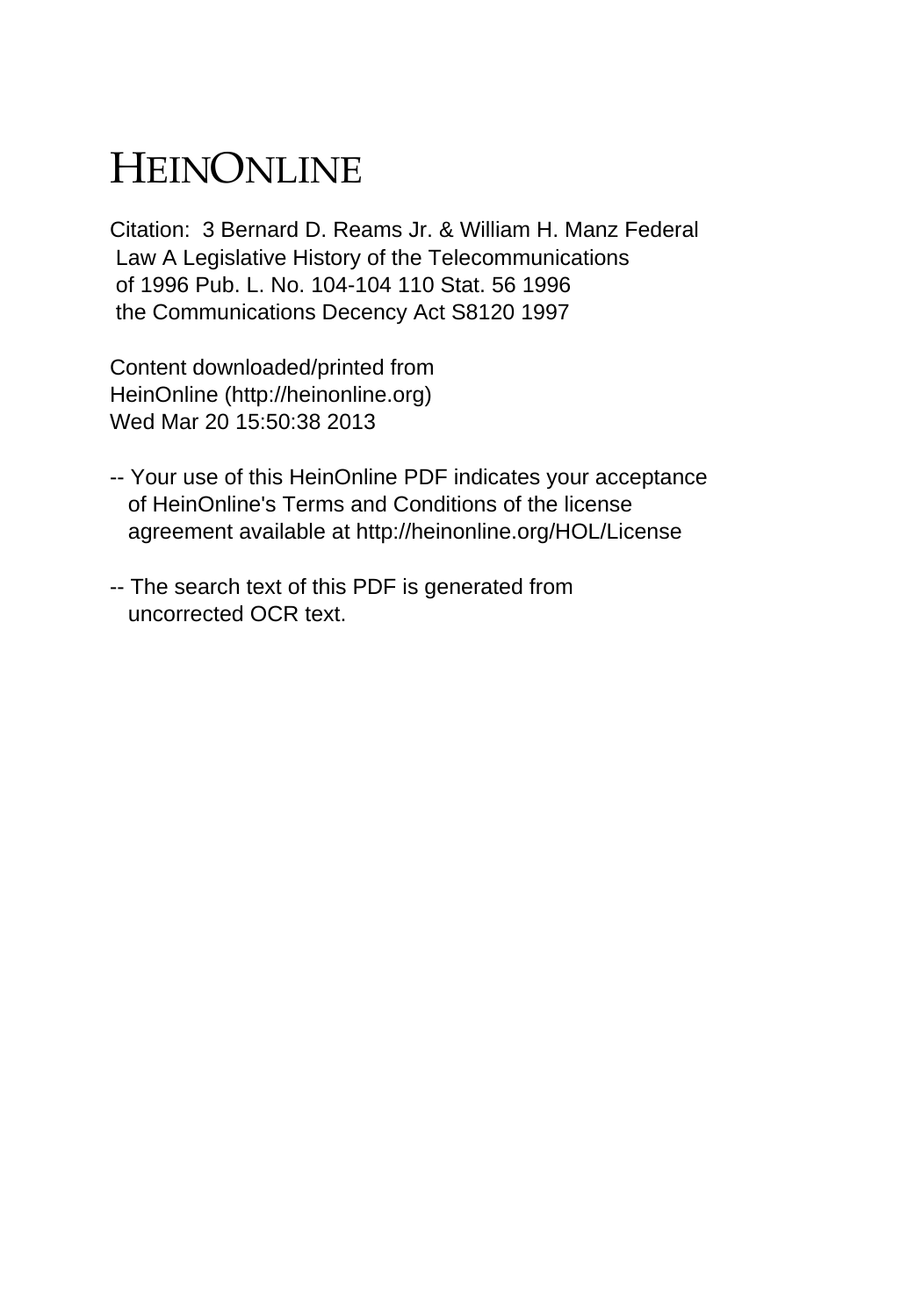# HEINONLINE

Citation: 3 Bernard D. Reams Jr. & William H. Manz Federal Law A Legislative History of the Telecommunications of 1996 Pub. L. No. 104-104 110 Stat. 56 1996 the Communications Decency Act S8120 1997

Content downloaded/printed from HeinOnline (http://heinonline.org)
Wed Mar 20 15:50:38 2013

-- Your use of this HeinOnline PDF indicates your acceptance of HeinOnline's Terms and Conditions of the license agreement available at http://heinonline.org/HOL/License

-- The search text of this PDF is generated from uncorrected OCR text.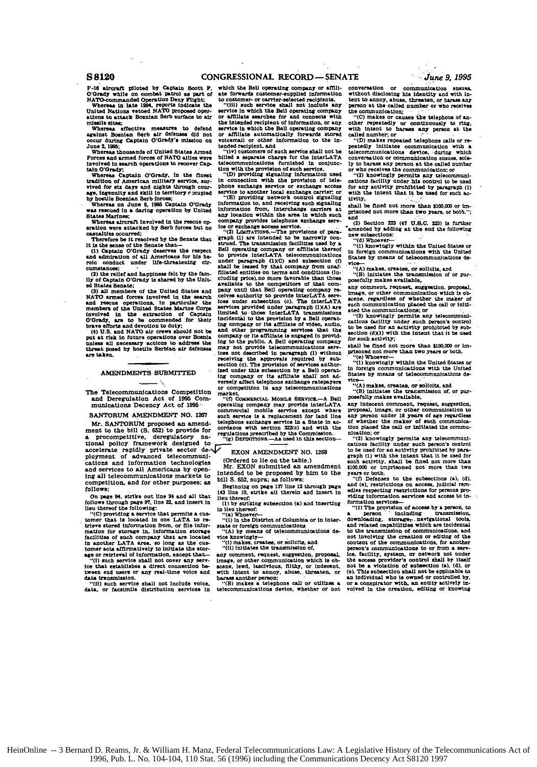F-16 aircraft piloted by Captain Scott F. O'Grady while on combat patrol as part of NATO-commanded Operation Deny Flight;

Whereas in late 1994, reports indicate the United Nations vetoed NATO proposed operations to attack Bosnian Serb surface to air missile sites;

Whereas effective measures to defend against Bosnian Serb air defenses did not occur during Captain O'Grady's mission on June 2, 1995;

Whereas thousands of United States Armed Forces and armed forces of NATO allies were involved in search operations to recover Captain O'Grady;

Whereas Captain O'Grady, in the finest tradition of American military service, survived for six days and nights through courage, ingenuity and skill in territory occupied by hostile Bosnian Serb forces;

Whereas on June 8, 1995 Captain O'Grady was rescued in a daring operation by United States Marines;

Whereas aircraft involved in the rescue operation were attacked by Serb forces but no casualties occurred;

Therefore be it resolved by the Senate that it is the sense of the Senate that—

(1) Captain O'Grady deserves the respect and admiration of all Americans for his heroic conduct under life-threatening circumstances;

(2) the relief and happiness felt by the family of Captain O'Grady is shared by the United States Senate;

(3) all members of the United States and NATO armed forces involved in the search and rescue operations, in particular the members of the United States Marine Corps involved in the extraction of Captain O'Grady, are to be commended for their brave efforts and devotion to duty;

(4) U.S. and NATO air crews should not be put at risk in future operations over Bosnia unless all necessary actions to address the threat posed by hostile Serbian air defenses are taken.

## AMENDMENTS SUBMITTED

### The Telecommunications Competition and Deregulation Act of 1995 Communications Decency Act of 1995

#### SANTORUM AMENDMENT NO. 1267

Mr. SANTORUM proposed an amendment to the bill (S. 652) to provide for a procompetitive, deregulatory national policy framework designed to accelerate rapidly private sector deployment of advanced telecommunications and information technologies and services to all Americans by opening all telecommunications markets to competition, and for other purposes; as follows:

On page 94, strike out line 24 and all that follows through page 97, line 22, and insert in lieu thereof the following:

"(C) providing a service that permits a customer that is located in one LATA to retrieve stored information from, or file information for storage in, information storage facilities of such company that are located in another LATA area, so long as the customer acts affirmatively to initiate the storage or retrieval of information, except that—

"(i) such service shall not cover any service that establishes a direct connection between end users or any real-time voice and data transmission.

"(ii) such service shall not include voice, data, or facsimile distribution services in which the Bell operating company or affiliate forwards customer-supplied information to customer- or carrier-selected recipients,

"(iii) such service shall not include any service in which the Bell operating company or affiliate searches for and connects with the intended recipient of information, or any service in which the Bell operating company or affiliate automatically forwards stored voicemail or other information to the intended recipient, and

"(iv) customers of such service shall not be billed a separate charge for the interLATA telecommunications furnished in conjunction with the provision of such service.

"(D) providing signaling information used in connection with the provision of telephone exchange service or exchange access service to another local exchange carrier; or

"(E) providing network control signaling information to, and receiving such signaling information from, interchange carriers at any location within the area in which such company provides telephone exchange service or exchange access service.

"(2) LIMITATIONS.—The provisions of paragraph (1) are intended to be narrowly construed. The transmission facilities used by a Bell operating company or affiliate thereof to provide interLATA telecommunications under paragraph (1)(C) and subsection (f) shall be leased by that company from unaffiliated entities on terms and conditions (including price) no more favorable than those available to the competitors of that company until that Bell operating company receives authority to provide interLATA services under subsection (c). The interLATA services provided under paragraph (1)(A) are limited to those interLATA transmissions incidental to the provision by a Bell operating company or its affiliate of video, audio, and other programming services that the company or its affiliate is engaged in providing to the public. A Bell operating company may not provide telecommunications services not described in paragraph (1) without receiving the approvals required by subsection (c). The provision of services authorized under this subsection by a Bell operating company or its affiliate shall not adversely affect telephone exchange ratepayers or competition in any telecommunications market.

"(f) COMMERCIAL MOBILE SERVICE.—A Bell operating company may provide interLATA commercial mobile service except where such service is a replacement for land line telephone exchange service in a State in accordance with section 332(c) and with the regulations prescribed by the Commission.

"(g) DEFINITIONS.—As used in this section—

#### EXON AMENDMENT NO. 1268

(Ordered to lie on the table.)

Mr. EXON submitted an amendment intended to be proposed by him to the bill S. 652, supra; as follows:

Beginning on page 137 line 12 through page 143 line 10, strike all therein and insert in lieu thereof:

(1) by striking subsection (a) and inserting in lieu thereof:

"(a) Whoever—

"(1) in the District of Columbia or in interstate or foreign communications

"(A) by means of telecommunications device knowingly—

"(i) makes, creates, or solicits, and

"(ii) initiates the transmission of,

any comment, request, suggestion, proposal, image, or other communication which is obscene, lewd, lascivious, filthy, or indecent, with intent to annoy, abuse, threaten, or harass another person;

"(B) makes a telephone call or utilizes a telecommunications device, whether or not conversation or communication ensues, without disclosing his identity and with intent to annoy, abuse, threaten, or harass any person at the called number or who receives the communication;

"(C) makes or causes the telephone of another repeatedly or continuously to ring, with intent to harass any person at the called number; or

"(D) makes repeated telephone calls or repeatedly initiates communication with a telecommunications device, during which conversation or communication ensues, solely to harass any person at the called number or who receives the communication; or

"(2) knowingly permits any telecommunications facility under his control to be used for any activity prohibited by paragraph (1) with the intent that it be used for such activity.

shall be fined not more than $100,000 or imprisoned not more than two years, or both."; and

(2) Section 223 (47 U.S.C. 223) is further amended by adding at the end the following new subsections:

"(d) Whoever—

"(1) knowingly within the United States or in foreign communications with the United States by means of telecommunications device—

"(A) makes, creates, or solicits, and

"(B) initiates the transmission of or purposefully makes available,

any comment, request, suggestion, proposal, image, or other communication which is obscene, regardless of whether the maker of such communication placed the call or initiated the communications; or

"(2) knowingly permits any telecommunications facility under such person's control to be used for an activity prohibited by subsection (d)(1) with the intent that it be used for such activity;

shall be fined not more than $100,000 or imprisoned not more than two years or both.

"(e) Whoever—

"(1) knowingly within the United States or in foreign communications with the United States by means of telecommunications device—

"(A) makes, creates, or solicits, and

"(B) initiates the transmission of, or purposefully makes available,

any indecent comment, request, suggestion, proposal, image, or other communication to any person under 18 years of age regardless of whether the maker of such communication placed the call or initiated the communication; or

"(2) knowingly permits any telecommunications facility under such person's control to be used for an activity prohibited by paragraph (1) with the intent that it be used for such activity, shall be fined not more than $100,000 or imprisoned not more than two years or both.

"(f) Defenses to the subsections (a), (d), and (e), restrictions on access, judicial remedies respecting restrictions for persons providing information services and access to information services—

"(1) The provision of access by a person, to a person including transmission, downloading, storage, navigational tools, and related capabilities which are incidental to the transmission of communications, and not involving the creation or editing of the content of the communications, for another person's communications to or from a service, facility, system, or network not under the access provider's control shall by itself not be a violation of subsection (a), (d), or (e). This subsection shall not be applicable to an individual who is owned or controlled by, or a conspirator with, an entity actively involved in the creation, editing or knowing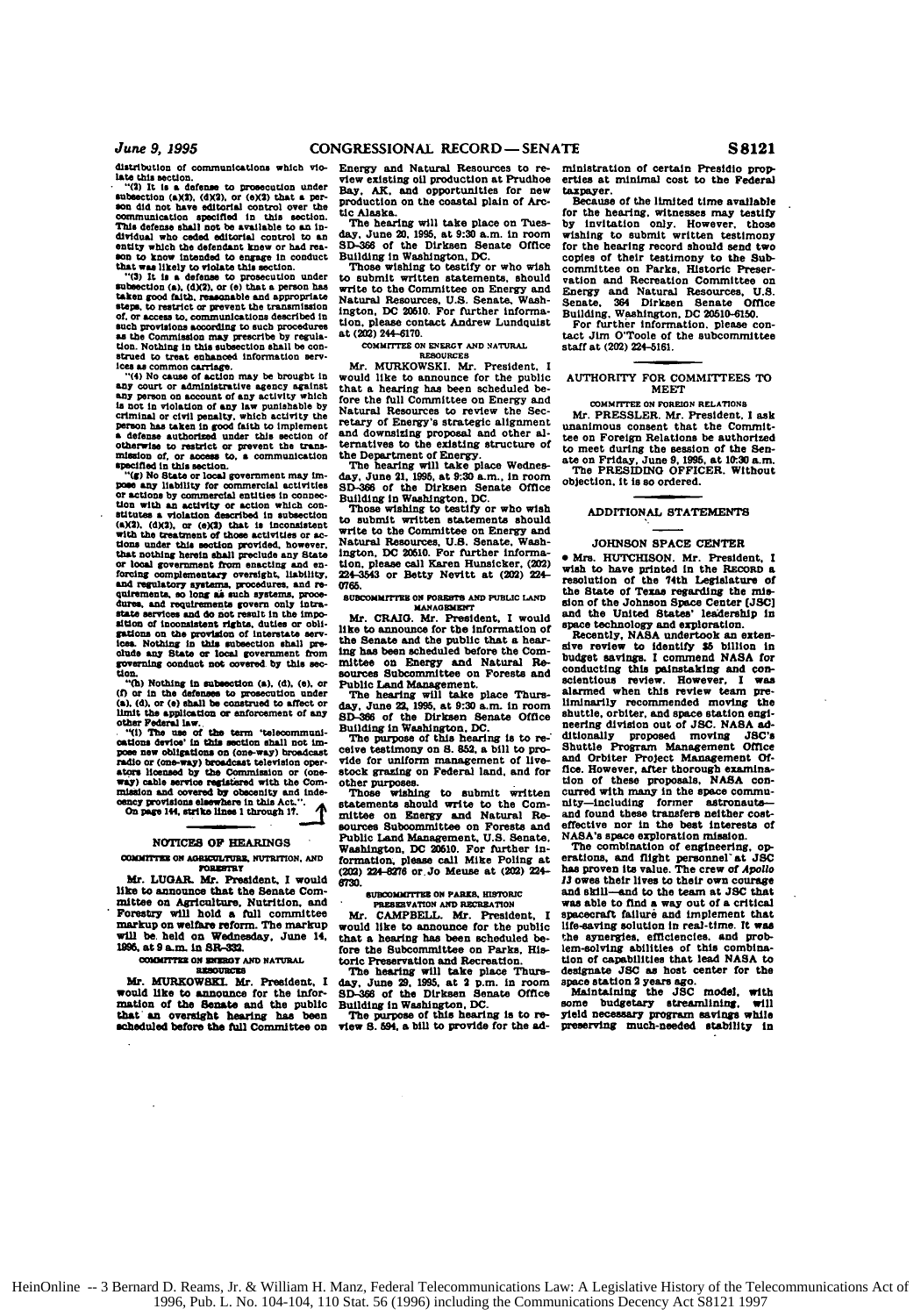distribution of communications which violate this section.

"(2) It is a defense to prosecution under subsection (a)(2), (d)(2), or (e)(2) that a person did not have editorial control over the communication specified in this section. This defense shall not be available to an individual who ceded editorial control to an entity which the defendant knew or had reason to know intended to engage in conduct that was likely to violate this section.

"(3) It is a defense to prosecution under subsection (a), (d)(2), or (e) that a person has taken good faith, reasonable and appropriate steps, to restrict or prevent the transmission of, or access to, communications described in such provisions according to such procedures as the Commission may prescribe by regulation. Nothing in this subsection shall be construed to treat enhanced information services as common carriage.

"(4) No cause of action may be brought in any court or administrative agency against any person on account of any activity which is not in violation of any law punishable by criminal or civil penalty, which activity the person has taken in good faith to implement a defense authorized under this section of otherwise to restrict or prevent the transmission of, or access to, a communication specified in this section.

"(g) No State or local government may impose any liability for commercial activities or actions by commercial entities in connection with an activity or action which constitutes a violation described in subsection (a)(2), (d)(2), or (e)(2) that is inconsistent with the treatment of those activities or actions under this section provided, however, that nothing herein shall preclude any State or local government from enacting and enforcing complementary oversight, liability, and regulatory systems, procedures, and requirements, so long as such systems, procedures, and requirements govern only intrastate services and do not result in the imposition of inconsistent rights, duties or obligations on the provision of interstate services. Nothing in this subsection shall preclude any State or local government from governing conduct not covered by this section.

"(h) Nothing in subsection (a), (d), (e), or (f) or in the defenses to prosecution under (a), (d), or (e) shall be construed to affect or limit the application or enforcement of any other Federal law.

"(i) The use of the term 'telecommunications device' in this section shall not impose new obligations on (one-way) broadcast radio or (one-way) broadcast television operators licensed by the Commission or (one-way) cable service registered with the Commission and covered by obscenity and indecency provisions elsewhere in this Act.".

On page 144, strike lines 1 through 17.

## NOTICES OF HEARINGS

### COMMITTEE ON AGRICULTURE, NUTRITION, AND FORESTRY

Mr. LUGAR. Mr. President, I would like to announce that the Senate Committee on Agriculture, Nutrition, and Forestry will hold a full committee markup on welfare reform. The markup will be held on Wednesday, June 14, 1995, at 9 a.m. in SR-332.

### COMMITTEE ON ENERGY AND NATURAL RESOURCES

Mr. MURKOWSKI. Mr. President, I would like to announce for the information of the Senate and the public that an oversight hearing has been scheduled before the full Committee on Energy and Natural Resources to review existing oil production at Prudhoe Bay, AK, and opportunities for new production on the coastal plain of Arctic Alaska.

The hearing will take place on Tuesday, June 20, 1995, at 9:30 a.m. in room SD-366 of the Dirksen Senate Office Building in Washington, DC.

Those wishing to testify or who wish to submit written statements, should write to the Committee on Energy and Natural Resources, U.S. Senate, Washington, DC 20510. For further information, please contact Andrew Lundquist at (202) 244-6170.

### COMMITTEE ON ENERGY AND NATURAL RESOURCES

Mr. MURKOWSKI. Mr. President, I would like to announce for the public that a hearing has been scheduled before the full Committee on Energy and Natural Resources to review the Secretary of Energy's strategic alignment and downsizing proposal and other alternatives to the existing structure of the Department of Energy.

The hearing will take place Wednesday, June 21, 1995, at 9:30 a.m., in room SD-366 of the Dirksen Senate Office Building in Washington, DC.

Those wishing to testify or who wish to submit written statements should write to the Committee on Energy and Natural Resources, U.S. Senate, Washington, DC 20510. For further information, please call Karen Hunsicker, (202) 224-3543 or Betty Nevitt at (202) 224-0765.

### SUBCOMMITTEE ON FORESTS AND PUBLIC LAND MANAGEMENT

Mr. CRAIG. Mr. President, I would like to announce for the information of the Senate and the public that a hearing has been scheduled before the Committee on Energy and Natural Resources Subcommittee on Forests and Public Land Management.

The hearing will take place Thursday, June 22, 1995, at 9:30 a.m. in room SD-366 of the Dirksen Senate Office Building in Washington, DC.

The purpose of this hearing is to receive testimony on S. 852, a bill to provide for uniform management of livestock grazing on Federal land, and for other purposes.

Those wishing to submit written statements should write to the Committee on Energy and Natural Resources Subcommittee on Forests and Public Land Management, U.S. Senate, Washington, DC 20510. For further information, please call Mike Poling at (202) 224-8276 or Jo Meuse at (202) 224-6730.

### SUBCOMMITTEE ON PARKS, HISTORIC PRESERVATION AND RECREATION

Mr. CAMPBELL. Mr. President, I would like to announce for the public that a hearing has been scheduled before the Subcommittee on Parks, Historic Preservation and Recreation.

The hearing will take place Thursday, June 29, 1995, at 2 p.m. in room SD-366 of the Dirksen Senate Office Building in Washington, DC.

The purpose of this hearing is to review S. 594, a bill to provide for the administration of certain Presidio properties at minimal cost to the Federal taxpayer.

Because of the limited time available for the hearing, witnesses may testify by invitation only. However, those wishing to submit written testimony for the hearing record should send two copies of their testimony to the Subcommittee on Parks, Historic Preservation and Recreation Committee on Energy and Natural Resources, U.S. Senate, 364 Dirksen Senate Office Building, Washington, DC 20510-6150.

For further information, please contact Jim O'Toole of the subcommittee staff at (202) 224-5161.

## AUTHORITY FOR COMMITTEES TO MEET

### COMMITTEE ON FOREIGN RELATIONS

Mr. PRESSLER. Mr. President, I ask unanimous consent that the Committee on Foreign Relations be authorized to meet during the session of the Senate on Friday, June 9, 1995, at 10:30 a.m.

The PRESIDING OFFICER. Without objection, it is so ordered.

## ADDITIONAL STATEMENTS

### JOHNSON SPACE CENTER

• Mrs. HUTCHISON. Mr. President, I wish to have printed in the RECORD a resolution of the 74th Legislature of the State of Texas regarding the mission of the Johnson Space Center [JSC] and the United States' leadership in space technology and exploration.

Recently, NASA undertook an extensive review to identify $5 billion in budget savings. I commend NASA for conducting this painstaking and conscientious review. However, I was alarmed when this review team preliminarily recommended moving the shuttle, orbiter, and space station engineering division out of JSC. NASA additionally proposed moving JSC's Shuttle Program Management Office and Orbiter Project Management Office. However, after thorough examination of these proposals, NASA concurred with many in the space community—including former astronauts—and found these transfers neither cost-effective nor in the best interests of NASA's space exploration mission.

The combination of engineering, operations, and flight personnel at JSC has proven its value. The crew of *Apollo 13* owes their lives to their own courage and skill—and to the team at JSC that was able to find a way out of a critical spacecraft failure and implement that life-saving solution in real-time. It was the synergies, efficiencies, and problem-solving abilities of this combination of capabilities that lead NASA to designate JSC as host center for the space station 2 years ago.

Maintaining the JSC model, with some budgetary streamlining, will yield necessary program savings while preserving much-needed stability in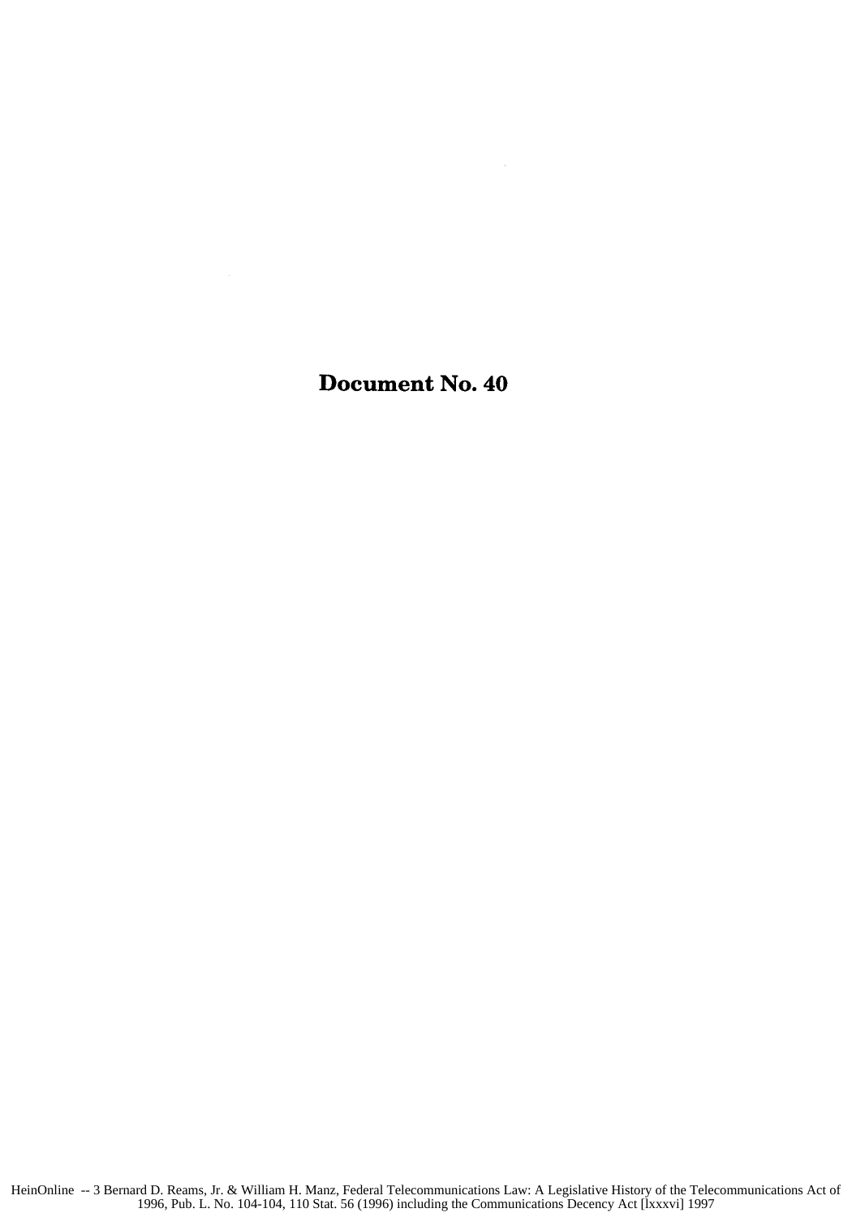# Document No. 40